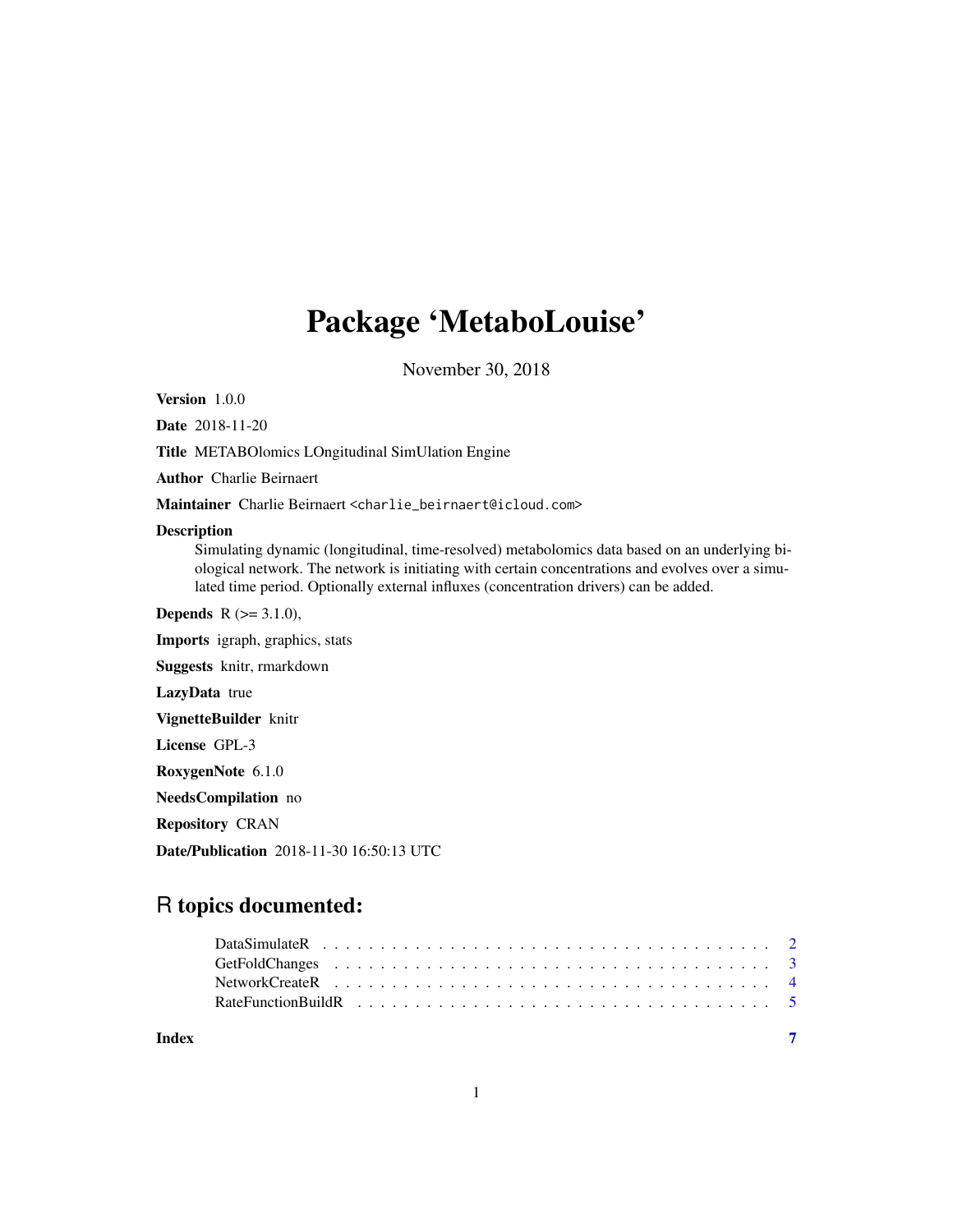# Package 'MetaboLouise'

November 30, 2018

**Version** 1.0.0

**Date** 2018-11-20

**Title** METABOlomics LOngitudinal SimUlation Engine

**Author** Charlie Beirnaert

**Maintainer** Charlie Beirnaert <charlie_beirnaert@icloud.com>

**Description**
Simulating dynamic (longitudinal, time-resolved) metabolomics data based on an underlying biological network. The network is initiating with certain concentrations and evolves over a simulated time period. Optionally external influxes (concentration drivers) can be added.

**Depends** R (>= 3.1.0),

**Imports** igraph, graphics, stats

**Suggests** knitr, rmarkdown

**LazyData** true

**VignetteBuilder** knitr

**License** GPL-3

**RoxygenNote** 6.1.0

**NeedsCompilation** no

**Repository** CRAN

**Date/Publication** 2018-11-30 16:50:13 UTC

## R topics documented:

- DataSimulateR . . . . . . . . . . . . . . . . . . . . . . . . . . . . . . . . . . . . . 2
- GetFoldChanges . . . . . . . . . . . . . . . . . . . . . . . . . . . . . . . . . . . . . 3
- NetworkCreateR . . . . . . . . . . . . . . . . . . . . . . . . . . . . . . . . . . . . . 4
- RateFunctionBuildR . . . . . . . . . . . . . . . . . . . . . . . . . . . . . . . . . . . 5

**Index** 7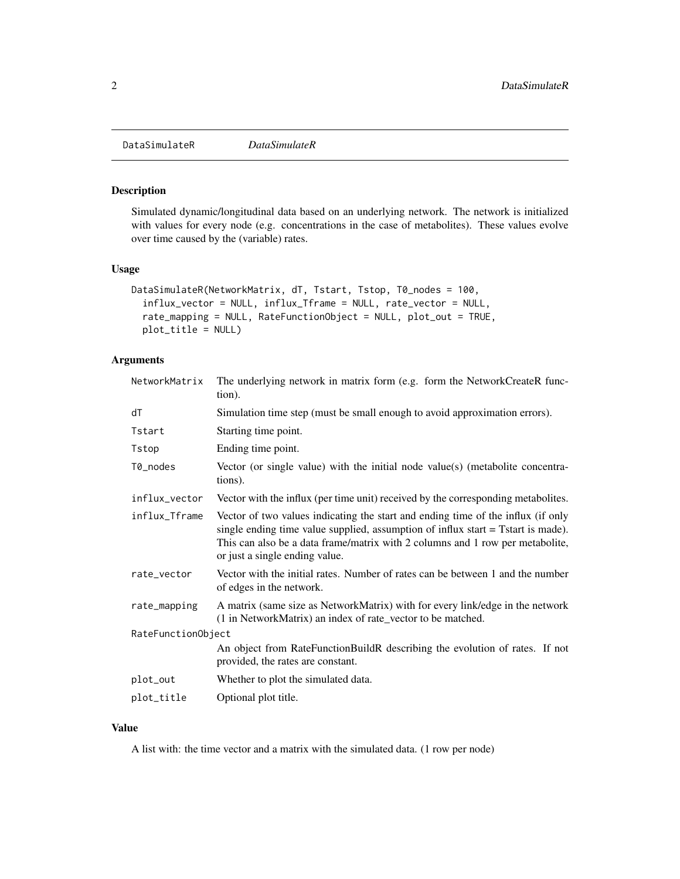DataSimulateR *DataSimulateR*

## Description

Simulated dynamic/longitudinal data based on an underlying network. The network is initialized with values for every node (e.g. concentrations in the case of metabolites). These values evolve over time caused by the (variable) rates.

## Usage

```
DataSimulateR(NetworkMatrix, dT, Tstart, Tstop, T0_nodes = 100,
  influx_vector = NULL, influx_Tframe = NULL, rate_vector = NULL,
  rate_mapping = NULL, RateFunctionObject = NULL, plot_out = TRUE,
  plot_title = NULL)
```

## Arguments

| | |
|---|---|
| NetworkMatrix | The underlying network in matrix form (e.g. form the NetworkCreateR function). |
| dT | Simulation time step (must be small enough to avoid approximation errors). |
| Tstart | Starting time point. |
| Tstop | Ending time point. |
| T0_nodes | Vector (or single value) with the initial node value(s) (metabolite concentrations). |
| influx_vector | Vector with the influx (per time unit) received by the corresponding metabolites. |
| influx_Tframe | Vector of two values indicating the start and ending time of the influx (if only single ending time value supplied, assumption of influx start = Tstart is made). This can also be a data frame/matrix with 2 columns and 1 row per metabolite, or just a single ending value. |
| rate_vector | Vector with the initial rates. Number of rates can be between 1 and the number of edges in the network. |
| rate_mapping | A matrix (same size as NetworkMatrix) with for every link/edge in the network (1 in NetworkMatrix) an index of rate_vector to be matched. |
| RateFunctionObject | An object from RateFunctionBuildR describing the evolution of rates. If not provided, the rates are constant. |
| plot_out | Whether to plot the simulated data. |
| plot_title | Optional plot title. |

## Value

A list with: the time vector and a matrix with the simulated data. (1 row per node)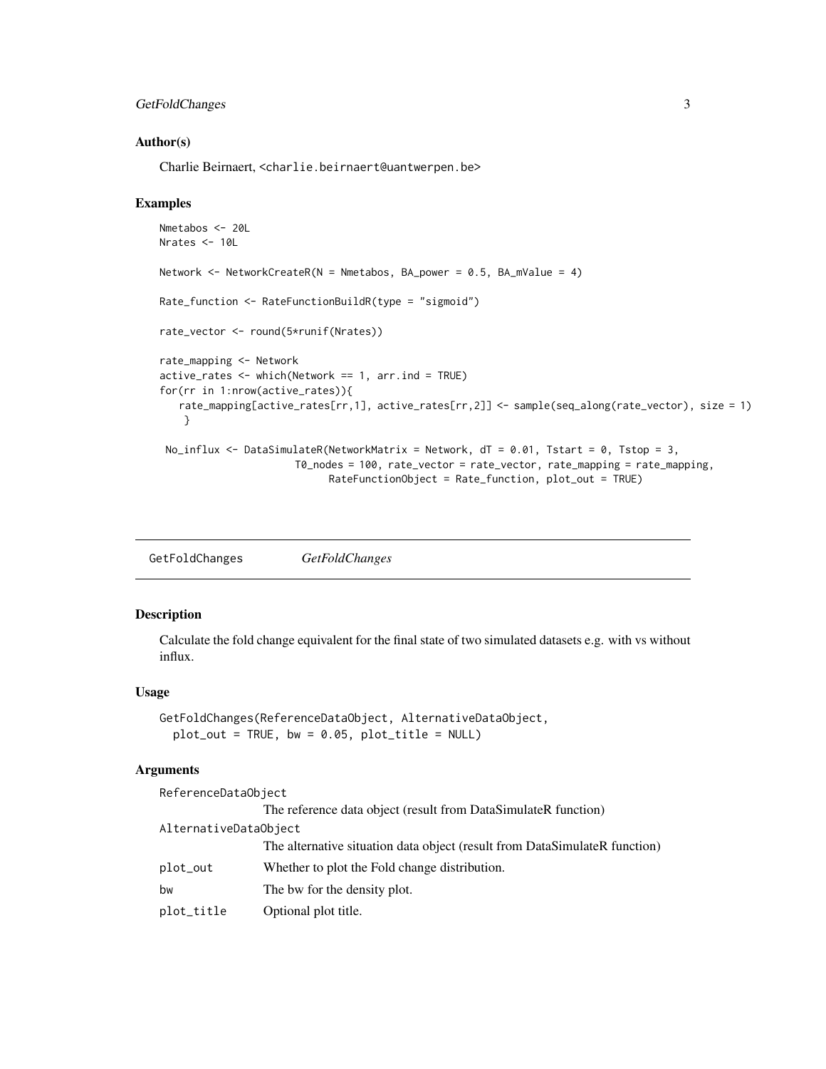## Author(s)

Charlie Beirnaert, <charlie.beirnaert@uantwerpen.be>

## Examples

```
Nmetabos <- 20L
Nrates <- 10L

Network <- NetworkCreateR(N = Nmetabos, BA_power = 0.5, BA_mValue = 4)

Rate_function <- RateFunctionBuildR(type = "sigmoid")

rate_vector <- round(5*runif(Nrates))

rate_mapping <- Network
active_rates <- which(Network == 1, arr.ind = TRUE)
for(rr in 1:nrow(active_rates)){
   rate_mapping[active_rates[rr,1], active_rates[rr,2]] <- sample(seq_along(rate_vector), size = 1)
    }

 No_influx <- DataSimulateR(NetworkMatrix = Network, dT = 0.01, Tstart = 0, Tstop = 3,
                      T0_nodes = 100, rate_vector = rate_vector, rate_mapping = rate_mapping,
                            RateFunctionObject = Rate_function, plot_out = TRUE)
```

---

# GetFoldChanges *GetFoldChanges*

---

## Description

Calculate the fold change equivalent for the final state of two simulated datasets e.g. with vs without influx.

## Usage

```
GetFoldChanges(ReferenceDataObject, AlternativeDataObject,
  plot_out = TRUE, bw = 0.05, plot_title = NULL)
```

## Arguments

| | |
|---|---|
| ReferenceDataObject | The reference data object (result from DataSimulateR function) |
| AlternativeDataObject | The alternative situation data object (result from DataSimulateR function) |
| plot_out | Whether to plot the Fold change distribution. |
| bw | The bw for the density plot. |
| plot_title | Optional plot title. |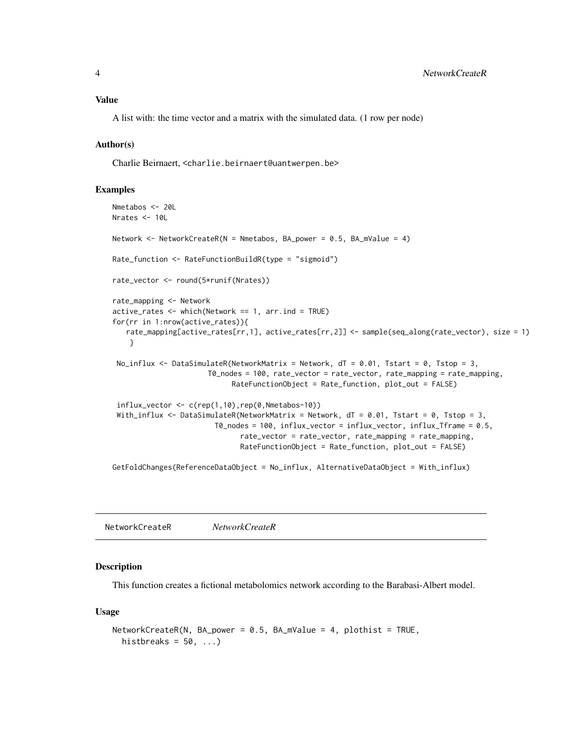### Value

A list with: the time vector and a matrix with the simulated data. (1 row per node)

### Author(s)

Charlie Beirnaert, <charlie.beirnaert@uantwerpen.be>

### Examples

```
Nmetabos <- 20L
Nrates <- 10L

Network <- NetworkCreateR(N = Nmetabos, BA_power = 0.5, BA_mValue = 4)

Rate_function <- RateFunctionBuildR(type = "sigmoid")

rate_vector <- round(5*runif(Nrates))

rate_mapping <- Network
active_rates <- which(Network == 1, arr.ind = TRUE)
for(rr in 1:nrow(active_rates)){
   rate_mapping[active_rates[rr,1], active_rates[rr,2]] <- sample(seq_along(rate_vector), size = 1)
    }

 No_influx <- DataSimulateR(NetworkMatrix = Network, dT = 0.01, Tstart = 0, Tstop = 3,
                       T0_nodes = 100, rate_vector = rate_vector, rate_mapping = rate_mapping,
                             RateFunctionObject = Rate_function, plot_out = FALSE)

 influx_vector <- c(rep(1,10),rep(0,Nmetabos-10))
 With_influx <- DataSimulateR(NetworkMatrix = Network, dT = 0.01, Tstart = 0, Tstop = 3,
                         T0_nodes = 100, influx_vector = influx_vector, influx_Tframe = 0.5,
                               rate_vector = rate_vector, rate_mapping = rate_mapping,
                               RateFunctionObject = Rate_function, plot_out = FALSE)

GetFoldChanges(ReferenceDataObject = No_influx, AlternativeDataObject = With_influx)
```

---

## NetworkCreateR *NetworkCreateR*

### Description

This function creates a fictional metabolomics network according to the Barabasi-Albert model.

### Usage

```
NetworkCreateR(N, BA_power = 0.5, BA_mValue = 4, plothist = TRUE,
  histbreaks = 50, ...)
```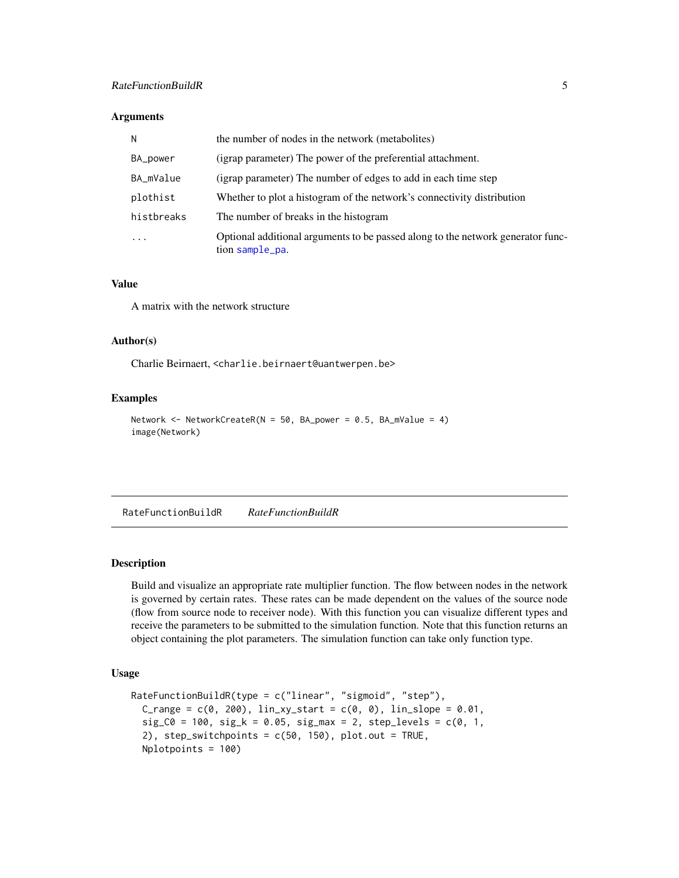### Arguments

| | |
|---|---|
| N | the number of nodes in the network (metabolites) |
| BA_power | (igrap parameter) The power of the preferential attachment. |
| BA_mValue | (igrap parameter) The number of edges to add in each time step |
| plothist | Whether to plot a histogram of the network's connectivity distribution |
| histbreaks | The number of breaks in the histogram |
| ... | Optional additional arguments to be passed along to the network generator function sample_pa. |

### Value

A matrix with the network structure

### Author(s)

Charlie Beirnaert, <charlie.beirnaert@uantwerpen.be>

### Examples

```
Network <- NetworkCreateR(N = 50, BA_power = 0.5, BA_mValue = 4)
image(Network)
```

---

## RateFunctionBuildR *RateFunctionBuildR*

---

### Description

Build and visualize an appropriate rate multiplier function. The flow between nodes in the network is governed by certain rates. These rates can be made dependent on the values of the source node (flow from source node to receiver node). With this function you can visualize different types and receive the parameters to be submitted to the simulation function. Note that this function returns an object containing the plot parameters. The simulation function can take only function type.

### Usage

```
RateFunctionBuildR(type = c("linear", "sigmoid", "step"),
  C_range = c(0, 200), lin_xy_start = c(0, 0), lin_slope = 0.01,
  sig_C0 = 100, sig_k = 0.05, sig_max = 2, step_levels = c(0, 1,
  2), step_switchpoints = c(50, 150), plot.out = TRUE,
  Nplotpoints = 100)
```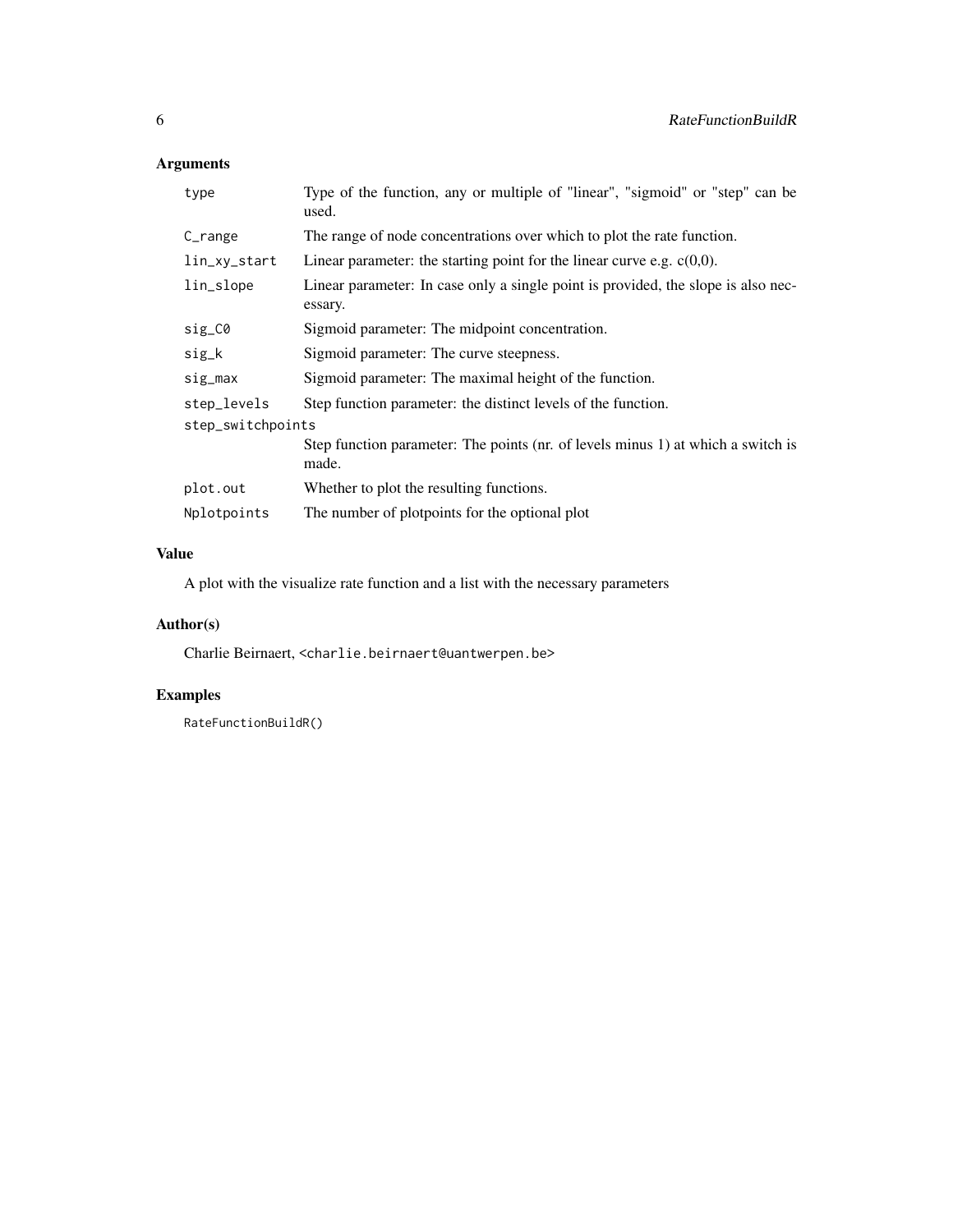## Arguments

| | |
|---|---|
| `type` | Type of the function, any or multiple of "linear", "sigmoid" or "step" can be used. |
| `C_range` | The range of node concentrations over which to plot the rate function. |
| `lin_xy_start` | Linear parameter: the starting point for the linear curve e.g. c(0,0). |
| `lin_slope` | Linear parameter: In case only a single point is provided, the slope is also necessary. |
| `sig_C0` | Sigmoid parameter: The midpoint concentration. |
| `sig_k` | Sigmoid parameter: The curve steepness. |
| `sig_max` | Sigmoid parameter: The maximal height of the function. |
| `step_levels` | Step function parameter: the distinct levels of the function. |
| `step_switchpoints` | Step function parameter: The points (nr. of levels minus 1) at which a switch is made. |
| `plot.out` | Whether to plot the resulting functions. |
| `Nplotpoints` | The number of plotpoints for the optional plot |

## Value

A plot with the visualize rate function and a list with the necessary parameters

## Author(s)

Charlie Beirnaert, `<charlie.beirnaert@uantwerpen.be>`

## Examples

```
RateFunctionBuildR()
```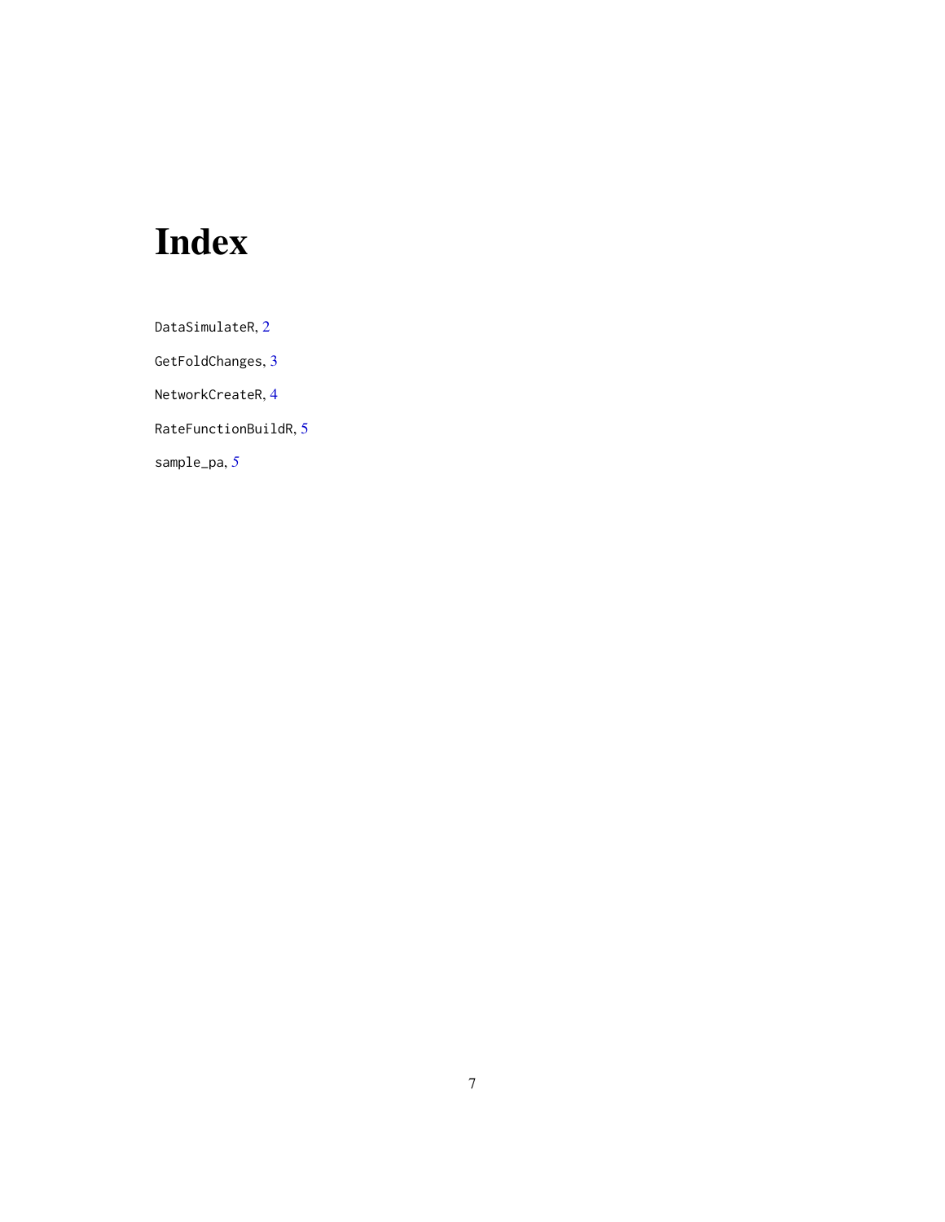# Index

DataSimulateR, 2

GetFoldChanges, 3

NetworkCreateR, 4

RateFunctionBuildR, 5

sample_pa, *5*